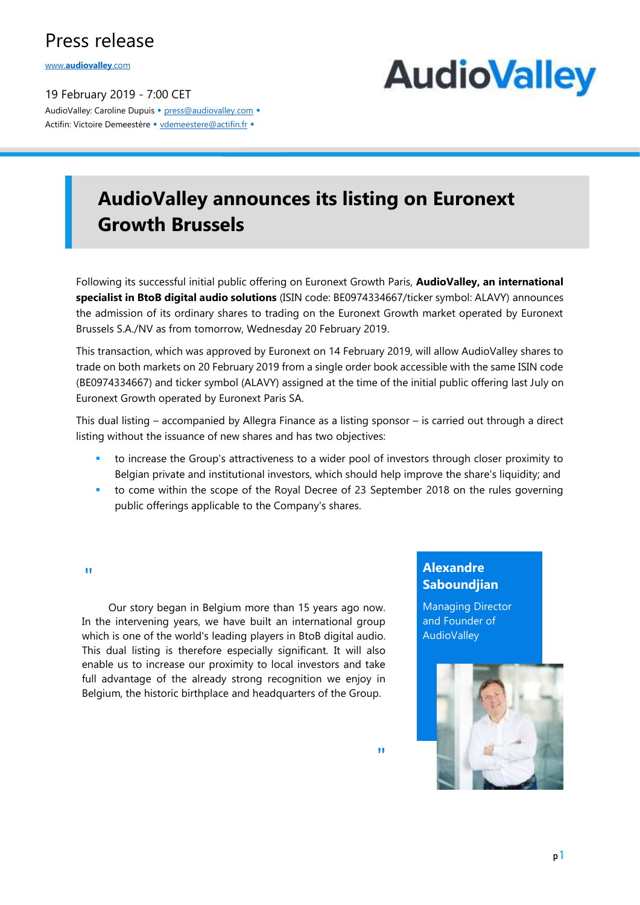Press release

[www.audiovalley.com](http://www.audiovalley.com)

19 February 2019 - 7:00 CET

AudioValley: Caroline Dupuis • press@audiovalley.com •
Actifin: Victoire Demeestère • vdemeestere@actifin.fr •

# AudioValley announces its listing on Euronext Growth Brussels

Following its successful initial public offering on Euronext Growth Paris, **AudioValley, an international specialist in BtoB digital audio solutions** (ISIN code: BE0974334667/ticker symbol: ALAVY) announces the admission of its ordinary shares to trading on the Euronext Growth market operated by Euronext Brussels S.A./NV as from tomorrow, Wednesday 20 February 2019.

This transaction, which was approved by Euronext on 14 February 2019, will allow AudioValley shares to trade on both markets on 20 February 2019 from a single order book accessible with the same ISIN code (BE0974334667) and ticker symbol (ALAVY) assigned at the time of the initial public offering last July on Euronext Growth operated by Euronext Paris SA.

This dual listing – accompanied by Allegra Finance as a listing sponsor – is carried out through a direct listing without the issuance of new shares and has two objectives:

- to increase the Group's attractiveness to a wider pool of investors through closer proximity to Belgian private and institutional investors, which should help improve the share's liquidity; and
- to come within the scope of the Royal Decree of 23 September 2018 on the rules governing public offerings applicable to the Company's shares.

"Our story began in Belgium more than 15 years ago now. In the intervening years, we have built an international group which is one of the world's leading players in BtoB digital audio. This dual listing is therefore especially significant. It will also enable us to increase our proximity to local investors and take full advantage of the already strong recognition we enjoy in Belgium, the historic birthplace and headquarters of the Group."

**Alexandre Saboundjian**
Managing Director and Founder of AudioValley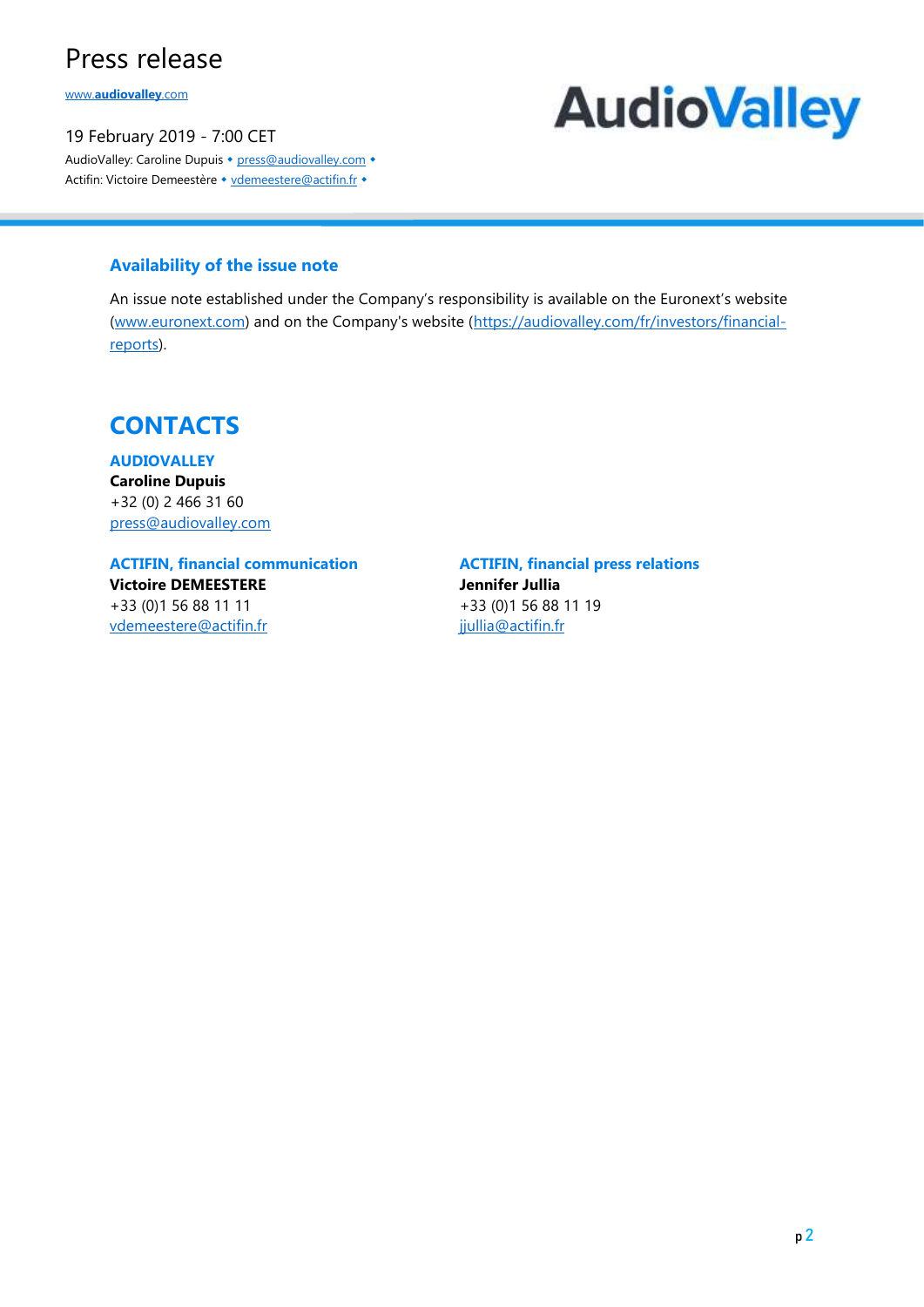## Availability of the issue note

An issue note established under the Company's responsibility is available on the Euronext's website (www.euronext.com) and on the Company's website (https://audiovalley.com/fr/investors/financial-reports).

# CONTACTS

**AUDIOVALLEY**
**Caroline Dupuis**
+32 (0) 2 466 31 60
press@audiovalley.com

**ACTIFIN, financial communication**
**Victoire DEMEESTERE**
+33 (0)1 56 88 11 11
vdemeestere@actifin.fr

**ACTIFIN, financial press relations**
**Jennifer Jullia**
+33 (0)1 56 88 11 19
jjullia@actifin.fr